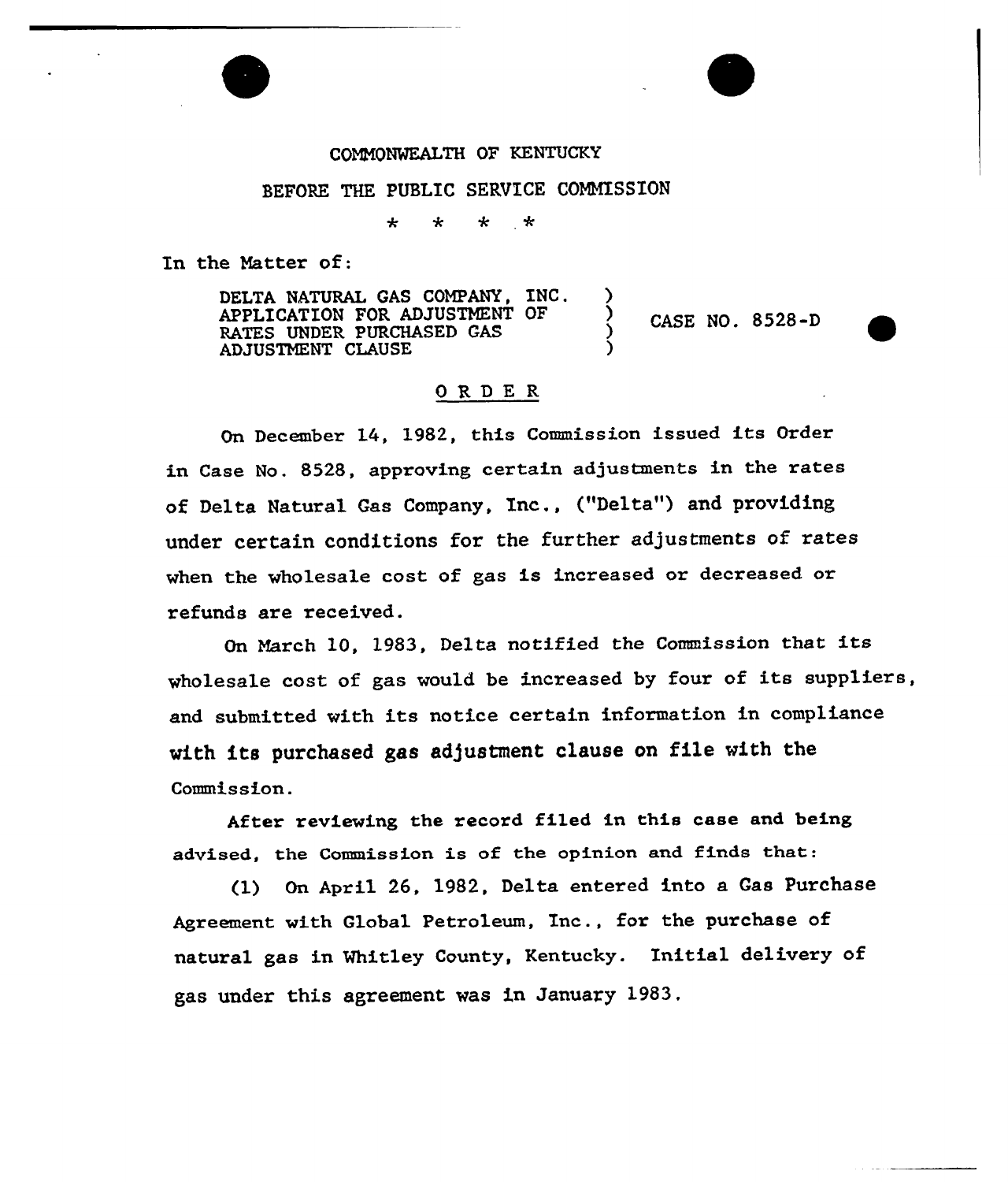COMMONWEALTH OF KENTUCKY

BEFORE THE PUBLIC SERVICE COMMISSION

\* \* \* \*

In the Matter of:

DELTA NATURAL GAS COMPANY, INC. APPLICATION FOR ADJUSTMENT OF RATES UNDER PURCHASED GAS ADJUSTMENT CLAUSE ) CASE NO. 8528-D

# ORDER

On December 14, 1982, this Commission issued its Order in Case No. 8528, approving certain adjustments in the rates of Delta Natural Gas Company, Inc., ("Delta") and providing under certain conditions for the further adjustments of rates when the wholesale cost of gas is increased or decreased or refunds are received.

On March 10, 1983, Delta notified the Commission that its wholesale cost of gas would be increased by four of its suppliers, and submitted with its notice certain information in compliance with its purchased gas adjustment clause on file with the Commission.

After reviewing the record filed in this case and being advised, the Commission is of the opinion and finds that:

(1) On April 26, 1982, Delta entered into a Gas Purchase Agreement with Global Petroleum, Inc., for the purchase of natural gas in Whitley County, Kentucky. Initial delivery of gas under this agreement was in January 1983.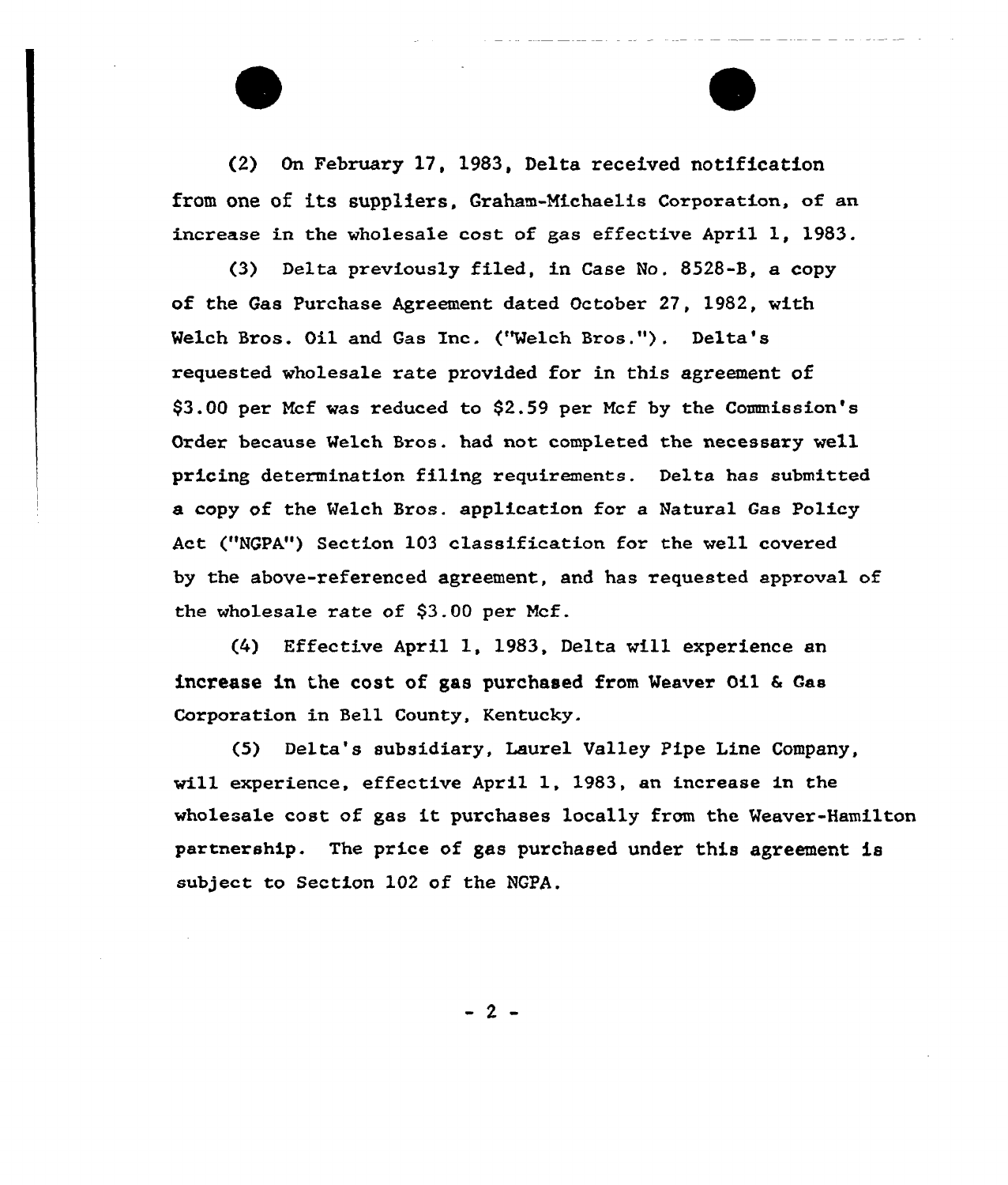(2) On February 17, 1983, Delta received notification from one of its suppliers, Graham-Michaelis Corporation, of an increase in the wholesale cost of gas effective April 1, 1983.

(3) Delta previously filed, in Case No. 8528-B, a copy of the Gas Purchase Agreement dated October 27, 1982, with Welch Bros. Oil and Gas Inc. ("Welch Bros."). Delta's requested wholesale rate provided for in this agreement of $3.00 per Mcf was reduced to $2.59 per Mcf by the Commission's Order because Welch Bros. had not completed the necessary well pricing determination filing requirements. Delta has submitted a copy of the Welch Bros. application for a Natural Gas Policy Act ("NGPA") Section 103 classification for the well covered by the above-referenced agreement, and has requested approval of the wholesale rate of $3.00 per Mcf.

(4) Effective April 1, 1983, Delta will experience an increase in the cost of gas purchased from Weaver Oil & Gas Corporation in Bell County, Kentucky.

(5) Delta's subsidiary, Laurel Valley Pipe Line Company, will experience, effective April 1, 1983, an increase in the wholesale cost of gas it purchases locally from the Weaver-Hamilton partnership. The price of gas purchased under this agreement is subject to Section 102 of the NGPA.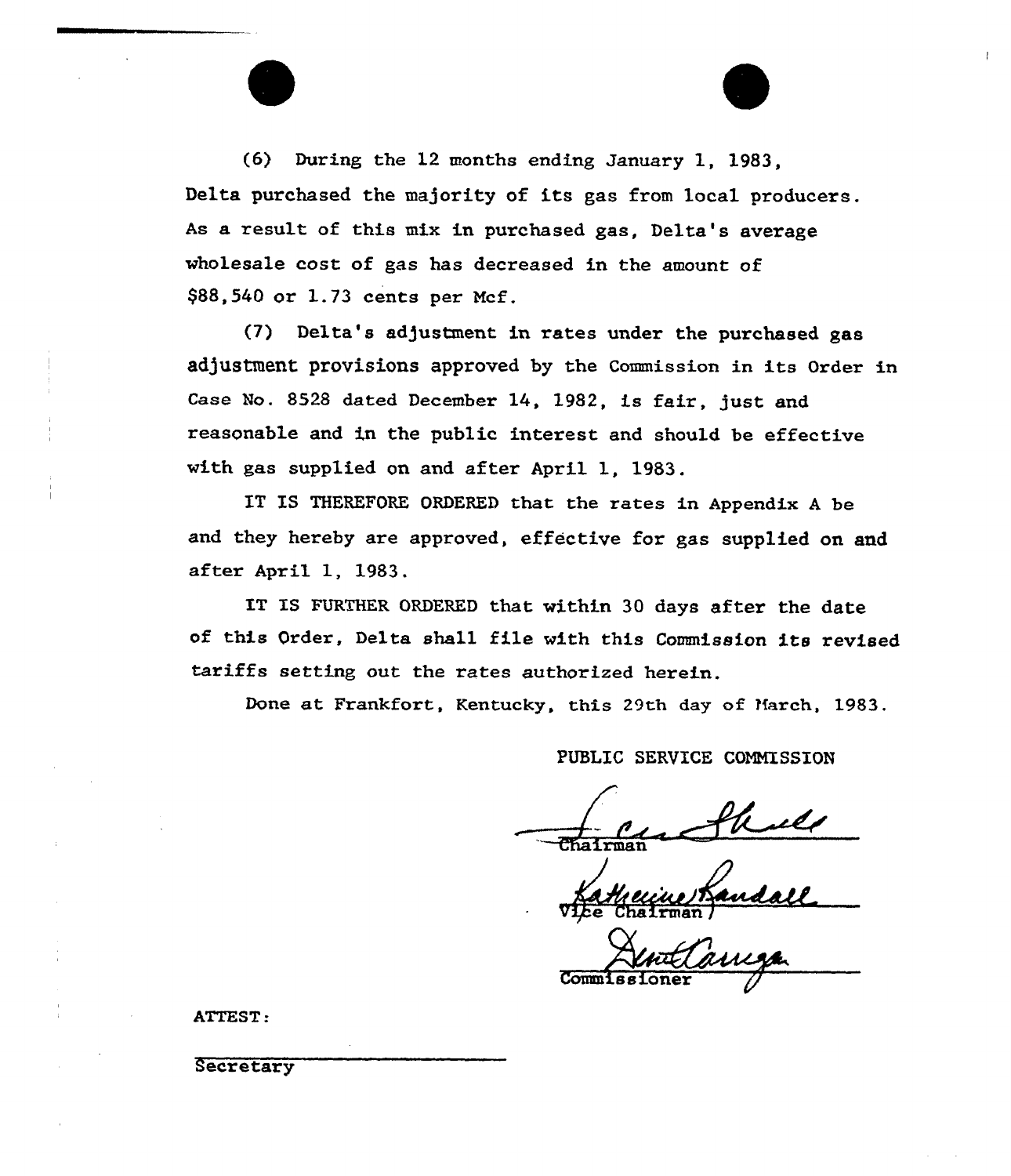(6) During the 12 months ending January 1, 1983, Delta purchased the majority of its gas from local producers. As a result of this mix in purchased gas, Delta's average wholesale cost of gas has decreased in the amount of $88,540 or 1.73 cents per Mcf.

(7) Delta's adjustment in rates under the purchased gas adjustment provisions approved by the Commission in its Order in Case No. 8528 dated December 14, 1982, is fair, just and reasonable and in the public interest and should be effective with gas supplied on and after April 1, 1983.

IT IS THEREFORE ORDERED that the rates in Appendix A be and they hereby are approved, effective for gas supplied on and after April 1, 1983.

IT IS FURTHER ORDERED that within 30 days after the date of this Order, Delta shall file with this Commission its revised tariffs setting out the rates authorized herein.

Done at Frankfort, Kentucky, this 29th day of March, 1983.

PUBLIC SERVICE COMMISSION

Chairman

Vice Chairman

Commissioner

ATTEST:

Secretary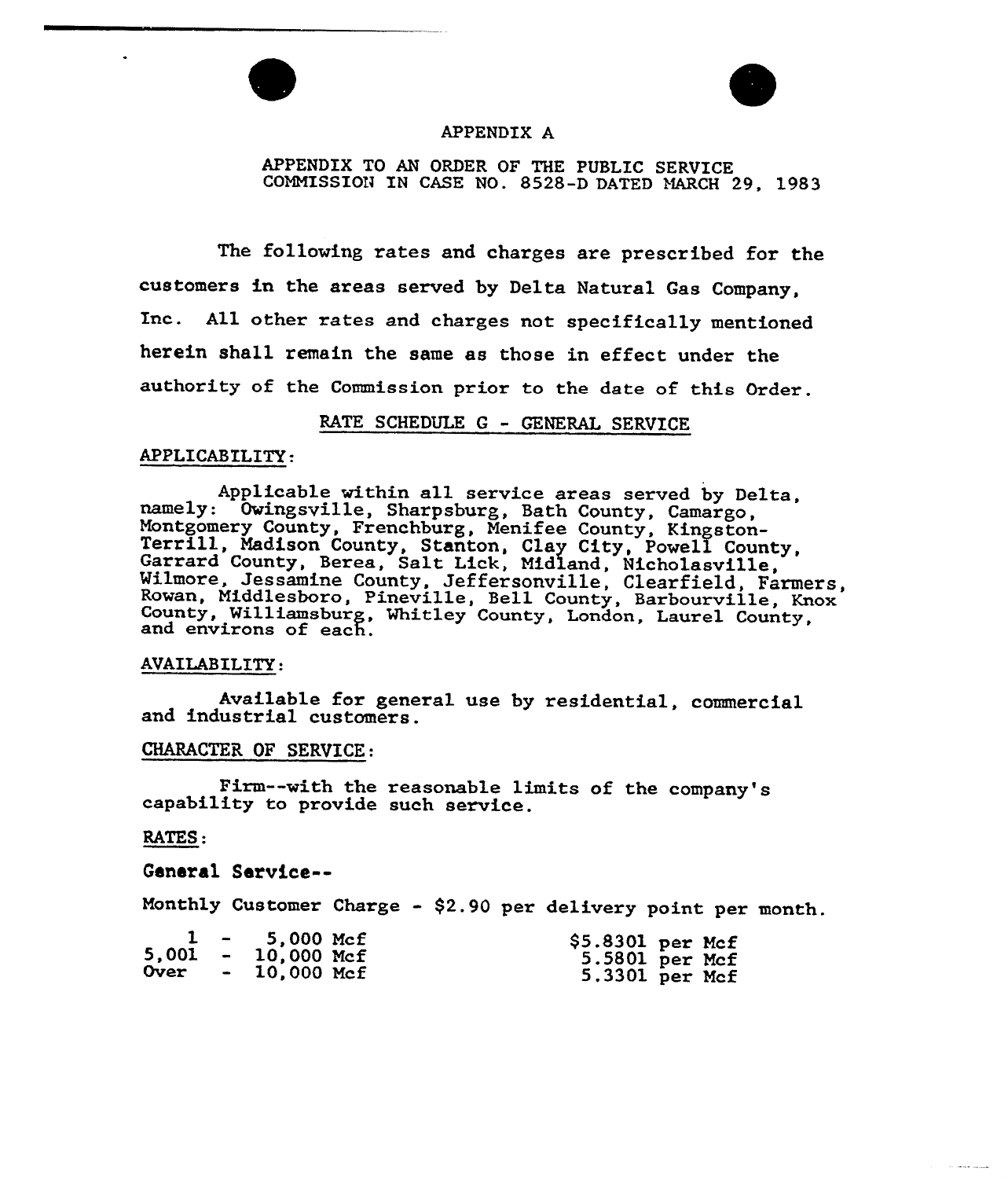# APPENDIX A

APPENDIX TO AN ORDER OF THE PUBLIC SERVICE COMMISSION IN CASE NO. 8528-D DATED MARCH 29, 1983

The following rates and charges are prescribed for the customers in the areas served by Delta Natural Gas Company, Inc. All other rates and charges not specifically mentioned herein shall remain the same as those in effect under the authority of the Commission prior to the date of this Order.

## RATE SCHEDULE G - GENERAL SERVICE

### APPLICABILITY:

Applicable within all service areas served by Delta, namely: Owingsville, Sharpsburg, Bath County, Camargo, Montgomery County, Frenchburg, Menifee County, Kingston-Terrill, Madison County, Stanton, Clay City, Powell County, Garrard County, Berea, Salt Lick, Midland, Nicholasville, Wilmore, Jessamine County, Jeffersonville, Clearfield, Farmers, Rowan, Middlesboro, Pineville, Bell County, Barbourville, Knox County, Williamsburg, Whitley County, London, Laurel County, and environs of each.

### AVAILABILITY:

Available for general use by residential, commercial and industrial customers.

### CHARACTER OF SERVICE:

Firm--with the reasonable limits of the company's capability to provide such service.

### RATES:

**General Service--**

Monthly Customer Charge - $2.90 per delivery point per month.

| | |
|---|---|
| 1 - 5,000 Mcf | $5.8301 per Mcf |
| 5,001 - 10,000 Mcf | 5.5801 per Mcf |
| Over - 10,000 Mcf | 5.3301 per Mcf |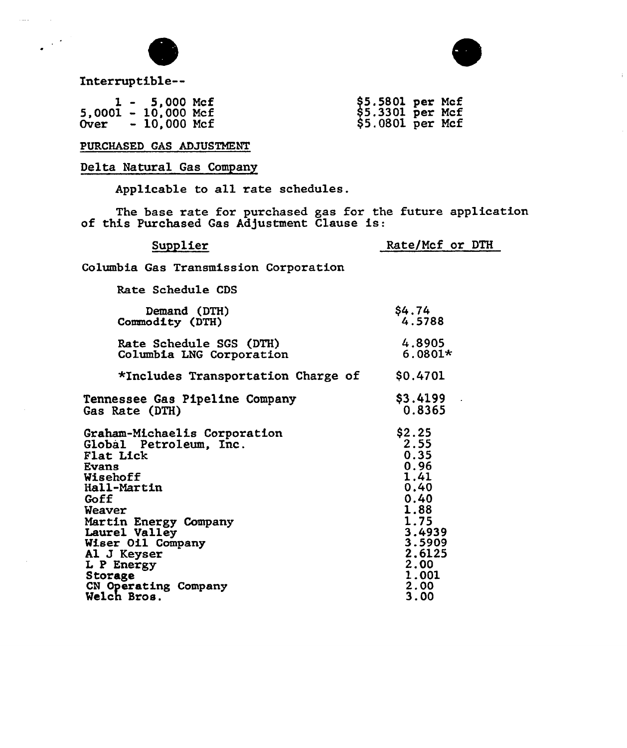Interruptible--

| | |
|---|---|
| 1 - 5,000 Mcf | $5.5801 per Mcf |
| 5,0001 - 10,000 Mcf | $5.3301 per Mcf |
| Over - 10,000 Mcf | $5.0801 per Mcf |

PURCHASED GAS ADJUSTMENT

Delta Natural Gas Company

Applicable to all rate schedules.

The base rate for purchased gas for the future application of this Purchased Gas Adjustment Clause is:

| Supplier | Rate/Mcf or DTH |
|---|---|
| Columbia Gas Transmission Corporation | |
| Rate Schedule CDS | |
| Demand (DTH) | $4.74 |
| Commodity (DTH) | 4.5788 |
| Rate Schedule SGS (DTH) | 4.8905 |
| Columbia LNG Corporation | 6.0801* |
| *Includes Transportation Charge of | $0.4701 |
| Tennessee Gas Pipeline Company | $3.4199 |
| Gas Rate (DTH) | 0.8365 |
| Graham-Michaelis Corporation | $2.25 |
| Global Petroleum, Inc. | 2.55 |
| Flat Lick | 0.35 |
| Evans | 0.96 |
| Wisehoff | 1.41 |
| Hall-Martin | 0.40 |
| Goff | 0.40 |
| Weaver | 1.88 |
| Martin Energy Company | 1.75 |
| Laurel Valley | 3.4939 |
| Wiser Oil Company | 3.5909 |
| Al J Keyser | 2.6125 |
| L P Energy | 2.00 |
| Storage | 1.001 |
| CN Operating Company | 2.00 |
| Welch Bros. | 3.00 |